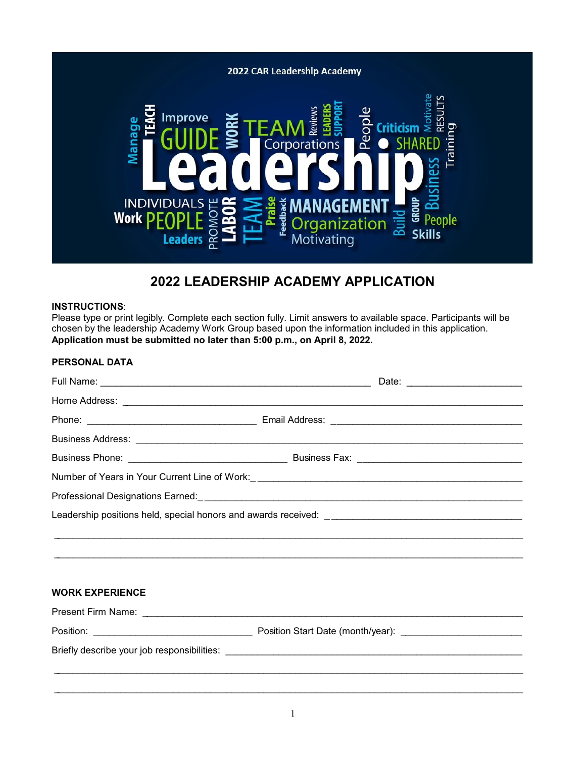2022 CAR Leadership Academy

# 2022 LEADERSHIP ACADEMY APPLICATION

**INSTRUCTIONS**:
Please type or print legibly. Complete each section fully. Limit answers to available space. Participants will be chosen by the leadership Academy Work Group based upon the information included in this application. **Application must be submitted no later than 5:00 p.m., on April 8, 2022.**

**PERSONAL DATA**

Full Name: ______________________________________________ Date: ____________________

Home Address: ______________________________________________________________________

Phone: ______________________________ Email Address: __________________________________

Business Address: ___________________________________________________________________

Business Phone: ____________________________ Business Fax: _____________________________

Number of Years in Your Current Line of Work: _______________________________________________

Professional Designations Earned: _________________________________________________________

Leadership positions held, special honors and awards received: ___________________________________

_____________________________________________________________________________________

_____________________________________________________________________________________

**WORK EXPERIENCE**

Present Firm Name: __________________________________________________________________

Position: ____________________________ Position Start Date (month/year): ______________________

Briefly describe your job responsibilities: ______________________________________________________

_____________________________________________________________________________________

_____________________________________________________________________________________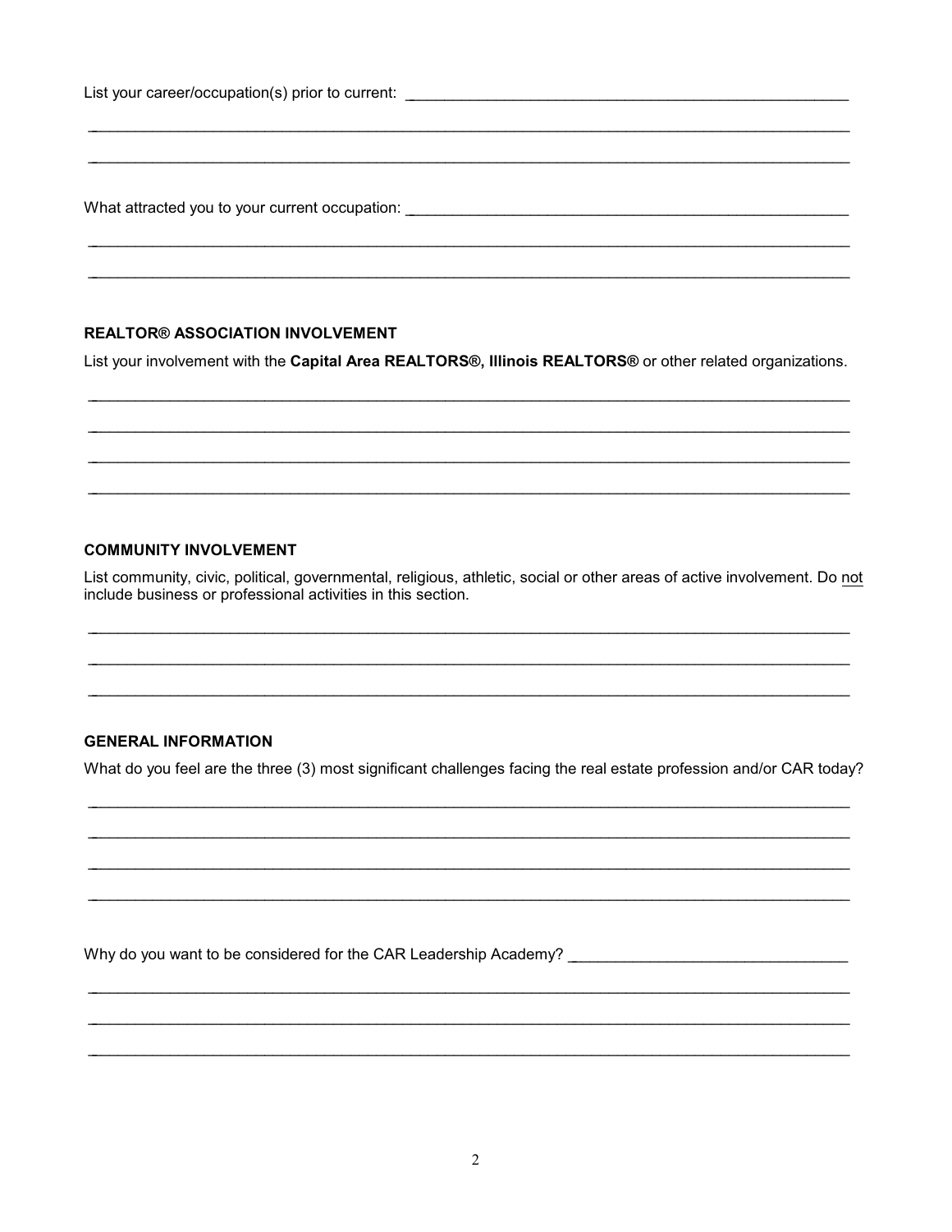List your career/occupation(s) prior to current: ______________________________________________________

_____________________________________________________________________________________________

_____________________________________________________________________________________________

What attracted you to your current occupation: ______________________________________________________

_____________________________________________________________________________________________

_____________________________________________________________________________________________

**REALTOR® ASSOCIATION INVOLVEMENT**

List your involvement with the **Capital Area REALTORS®, Illinois REALTORS®** or other related organizations.

_____________________________________________________________________________________________

_____________________________________________________________________________________________

_____________________________________________________________________________________________

_____________________________________________________________________________________________

**COMMUNITY INVOLVEMENT**

List community, civic, political, governmental, religious, athletic, social or other areas of active involvement. Do <u>not</u> include business or professional activities in this section.

_____________________________________________________________________________________________

_____________________________________________________________________________________________

_____________________________________________________________________________________________

**GENERAL INFORMATION**

What do you feel are the three (3) most significant challenges facing the real estate profession and/or CAR today?

_____________________________________________________________________________________________

_____________________________________________________________________________________________

_____________________________________________________________________________________________

_____________________________________________________________________________________________

Why do you want to be considered for the CAR Leadership Academy? ________________________________

_____________________________________________________________________________________________

_____________________________________________________________________________________________

_____________________________________________________________________________________________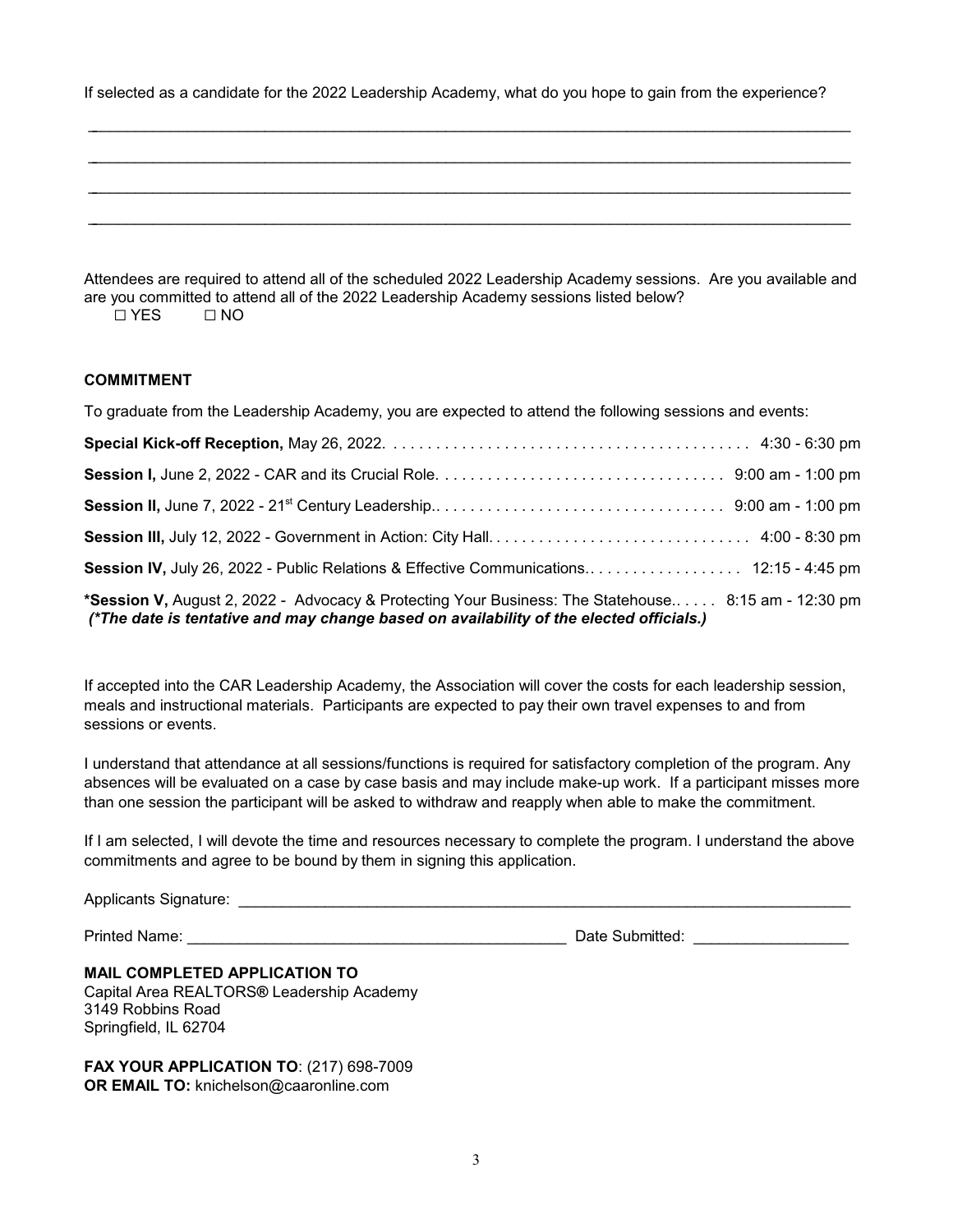If selected as a candidate for the 2022 Leadership Academy, what do you hope to gain from the experience?

\_\_\_\_\_\_\_\_\_\_\_\_\_\_\_\_\_\_\_\_\_\_\_\_\_\_\_\_\_\_\_\_\_\_\_\_\_\_\_\_\_\_\_\_\_\_\_\_\_\_\_\_\_\_\_\_\_\_\_\_\_\_\_\_\_\_\_\_\_\_\_\_\_\_\_\_\_\_\_\_\_\_\_\_

\_\_\_\_\_\_\_\_\_\_\_\_\_\_\_\_\_\_\_\_\_\_\_\_\_\_\_\_\_\_\_\_\_\_\_\_\_\_\_\_\_\_\_\_\_\_\_\_\_\_\_\_\_\_\_\_\_\_\_\_\_\_\_\_\_\_\_\_\_\_\_\_\_\_\_\_\_\_\_\_\_\_\_\_

\_\_\_\_\_\_\_\_\_\_\_\_\_\_\_\_\_\_\_\_\_\_\_\_\_\_\_\_\_\_\_\_\_\_\_\_\_\_\_\_\_\_\_\_\_\_\_\_\_\_\_\_\_\_\_\_\_\_\_\_\_\_\_\_\_\_\_\_\_\_\_\_\_\_\_\_\_\_\_\_\_\_\_\_

\_\_\_\_\_\_\_\_\_\_\_\_\_\_\_\_\_\_\_\_\_\_\_\_\_\_\_\_\_\_\_\_\_\_\_\_\_\_\_\_\_\_\_\_\_\_\_\_\_\_\_\_\_\_\_\_\_\_\_\_\_\_\_\_\_\_\_\_\_\_\_\_\_\_\_\_\_\_\_\_\_\_\_\_

Attendees are required to attend all of the scheduled 2022 Leadership Academy sessions. Are you available and are you committed to attend all of the 2022 Leadership Academy sessions listed below?

☐ YES ☐ NO

**COMMITMENT**

To graduate from the Leadership Academy, you are expected to attend the following sessions and events:

**Special Kick-off Reception,** May 26, 2022. . . . . . . . . . . . . . . . . . . . . . . . . . . . . . . . . . . . . . . . . . 4:30 - 6:30 pm

**Session I,** June 2, 2022 - CAR and its Crucial Role. . . . . . . . . . . . . . . . . . . . . . . . . . . . . . . . . 9:00 am - 1:00 pm

**Session II,** June 7, 2022 - 21st Century Leadership.. . . . . . . . . . . . . . . . . . . . . . . . . . . . . . . . . 9:00 am - 1:00 pm

**Session III,** July 12, 2022 - Government in Action: City Hall. . . . . . . . . . . . . . . . . . . . . . . . . . . . . . 4:00 - 8:30 pm

**Session IV,** July 26, 2022 - Public Relations & Effective Communications.. . . . . . . . . . . . . . . . . . 12:15 - 4:45 pm

**\*Session V,** August 2, 2022 - Advocacy & Protecting Your Business: The Statehouse.. . . . . 8:15 am - 12:30 pm
***(\*The date is tentative and may change based on availability of the elected officials.)***

If accepted into the CAR Leadership Academy, the Association will cover the costs for each leadership session, meals and instructional materials. Participants are expected to pay their own travel expenses to and from sessions or events.

I understand that attendance at all sessions/functions is required for satisfactory completion of the program. Any absences will be evaluated on a case by case basis and may include make-up work. If a participant misses more than one session the participant will be asked to withdraw and reapply when able to make the commitment.

If I am selected, I will devote the time and resources necessary to complete the program. I understand the above commitments and agree to be bound by them in signing this application.

Applicants Signature: \_\_\_\_\_\_\_\_\_\_\_\_\_\_\_\_\_\_\_\_\_\_\_\_\_\_\_\_\_\_\_\_\_\_\_\_\_\_\_\_\_\_\_\_\_\_\_\_\_\_\_\_\_\_\_\_\_\_\_\_\_\_\_\_

Printed Name: \_\_\_\_\_\_\_\_\_\_\_\_\_\_\_\_\_\_\_\_\_\_\_\_\_\_\_\_\_\_\_\_\_\_\_\_\_\_\_\_\_\_ Date Submitted: \_\_\_\_\_\_\_\_\_\_\_\_\_\_\_\_

**MAIL COMPLETED APPLICATION TO**
Capital Area REALTORS**®** Leadership Academy
3149 Robbins Road
Springfield, IL 62704

**FAX YOUR APPLICATION TO**: (217) 698-7009
**OR EMAIL TO:** knichelson@caaronline.com